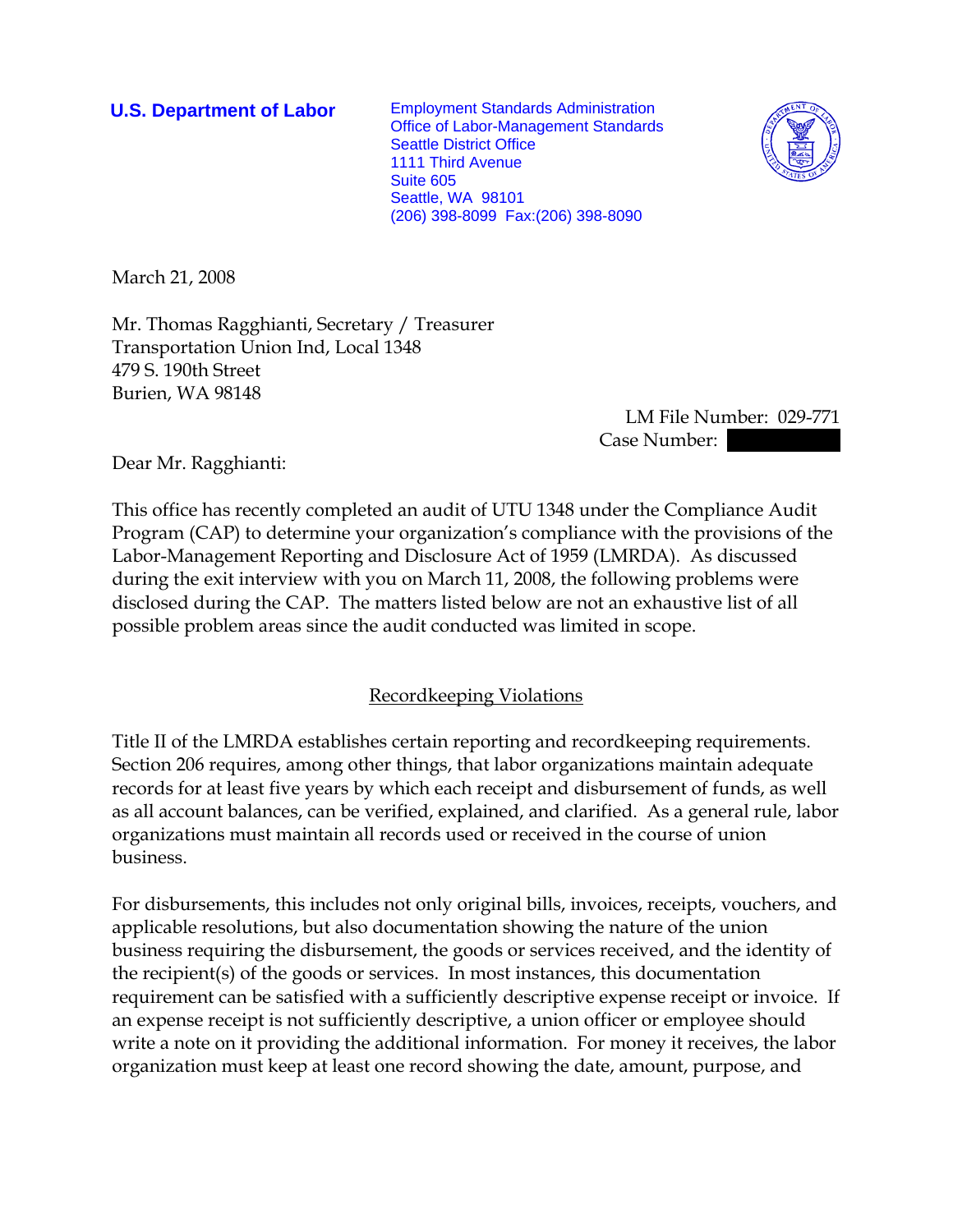**U.S. Department of Labor**

Employment Standards Administration
Office of Labor-Management Standards
Seattle District Office
1111 Third Avenue
Suite 605
Seattle, WA 98101
(206) 398-8099 Fax:(206) 398-8090

March 21, 2008

Mr. Thomas Ragghianti, Secretary / Treasurer
Transportation Union Ind, Local 1348
479 S. 190th Street
Burien, WA 98148

LM File Number: 029-771
Case Number: 

Dear Mr. Ragghianti:

This office has recently completed an audit of UTU 1348 under the Compliance Audit Program (CAP) to determine your organization's compliance with the provisions of the Labor-Management Reporting and Disclosure Act of 1959 (LMRDA). As discussed during the exit interview with you on March 11, 2008, the following problems were disclosed during the CAP. The matters listed below are not an exhaustive list of all possible problem areas since the audit conducted was limited in scope.

## Recordkeeping Violations

Title II of the LMRDA establishes certain reporting and recordkeeping requirements. Section 206 requires, among other things, that labor organizations maintain adequate records for at least five years by which each receipt and disbursement of funds, as well as all account balances, can be verified, explained, and clarified. As a general rule, labor organizations must maintain all records used or received in the course of union business.

For disbursements, this includes not only original bills, invoices, receipts, vouchers, and applicable resolutions, but also documentation showing the nature of the union business requiring the disbursement, the goods or services received, and the identity of the recipient(s) of the goods or services. In most instances, this documentation requirement can be satisfied with a sufficiently descriptive expense receipt or invoice. If an expense receipt is not sufficiently descriptive, a union officer or employee should write a note on it providing the additional information. For money it receives, the labor organization must keep at least one record showing the date, amount, purpose, and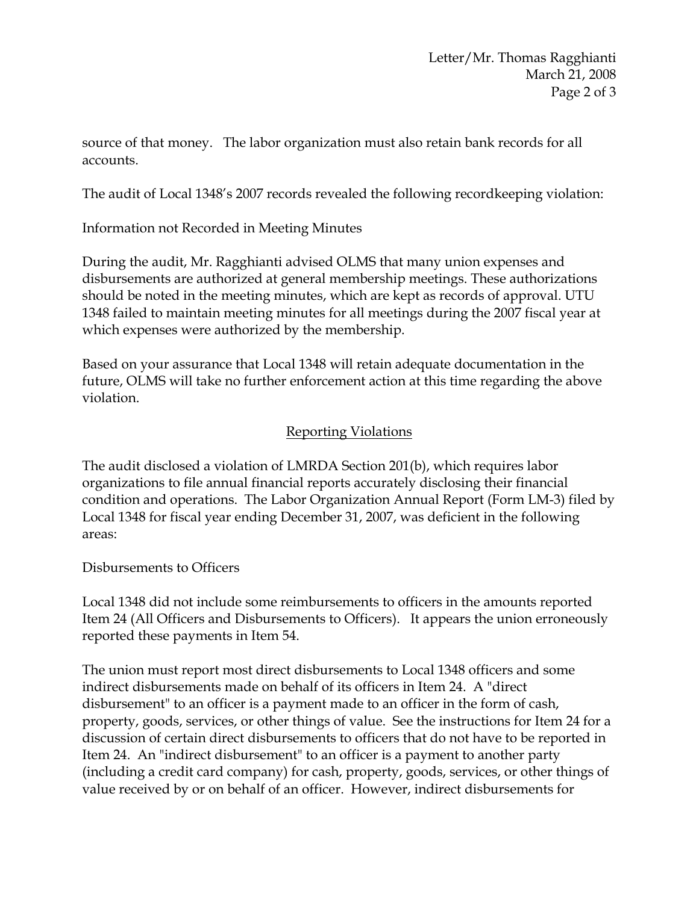source of that money. The labor organization must also retain bank records for all accounts.

The audit of Local 1348's 2007 records revealed the following recordkeeping violation:

Information not Recorded in Meeting Minutes

During the audit, Mr. Ragghianti advised OLMS that many union expenses and disbursements are authorized at general membership meetings. These authorizations should be noted in the meeting minutes, which are kept as records of approval. UTU 1348 failed to maintain meeting minutes for all meetings during the 2007 fiscal year at which expenses were authorized by the membership.

Based on your assurance that Local 1348 will retain adequate documentation in the future, OLMS will take no further enforcement action at this time regarding the above violation.

## Reporting Violations

The audit disclosed a violation of LMRDA Section 201(b), which requires labor organizations to file annual financial reports accurately disclosing their financial condition and operations. The Labor Organization Annual Report (Form LM-3) filed by Local 1348 for fiscal year ending December 31, 2007, was deficient in the following areas:

Disbursements to Officers

Local 1348 did not include some reimbursements to officers in the amounts reported Item 24 (All Officers and Disbursements to Officers). It appears the union erroneously reported these payments in Item 54.

The union must report most direct disbursements to Local 1348 officers and some indirect disbursements made on behalf of its officers in Item 24. A "direct disbursement" to an officer is a payment made to an officer in the form of cash, property, goods, services, or other things of value. See the instructions for Item 24 for a discussion of certain direct disbursements to officers that do not have to be reported in Item 24. An "indirect disbursement" to an officer is a payment to another party (including a credit card company) for cash, property, goods, services, or other things of value received by or on behalf of an officer. However, indirect disbursements for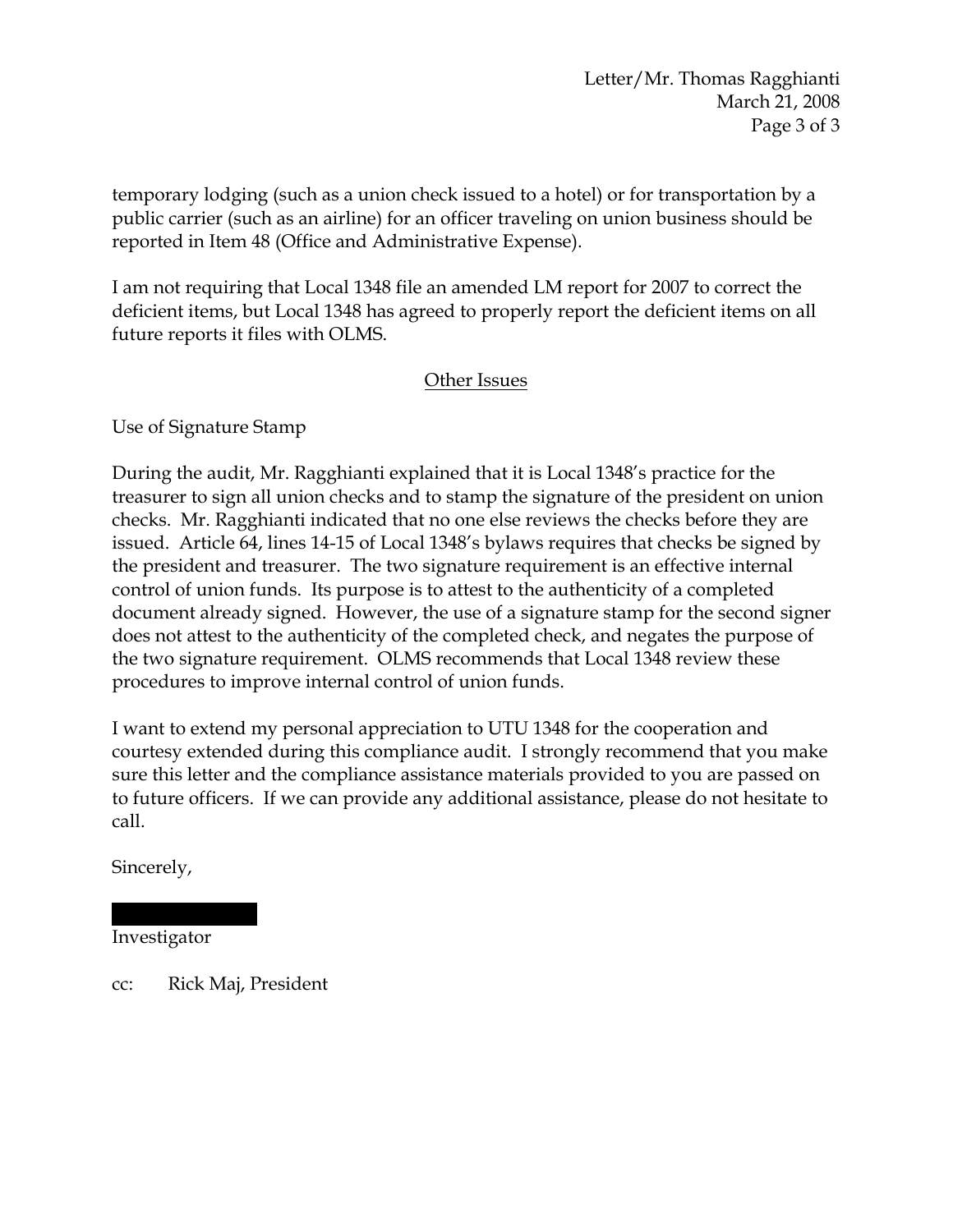temporary lodging (such as a union check issued to a hotel) or for transportation by a public carrier (such as an airline) for an officer traveling on union business should be reported in Item 48 (Office and Administrative Expense).

I am not requiring that Local 1348 file an amended LM report for 2007 to correct the deficient items, but Local 1348 has agreed to properly report the deficient items on all future reports it files with OLMS.

## Other Issues

Use of Signature Stamp

During the audit, Mr. Ragghianti explained that it is Local 1348's practice for the treasurer to sign all union checks and to stamp the signature of the president on union checks. Mr. Ragghianti indicated that no one else reviews the checks before they are issued. Article 64, lines 14-15 of Local 1348's bylaws requires that checks be signed by the president and treasurer. The two signature requirement is an effective internal control of union funds. Its purpose is to attest to the authenticity of a completed document already signed. However, the use of a signature stamp for the second signer does not attest to the authenticity of the completed check, and negates the purpose of the two signature requirement. OLMS recommends that Local 1348 review these procedures to improve internal control of union funds.

I want to extend my personal appreciation to UTU 1348 for the cooperation and courtesy extended during this compliance audit. I strongly recommend that you make sure this letter and the compliance assistance materials provided to you are passed on to future officers. If we can provide any additional assistance, please do not hesitate to call.

Sincerely,

Investigator

cc: Rick Maj, President